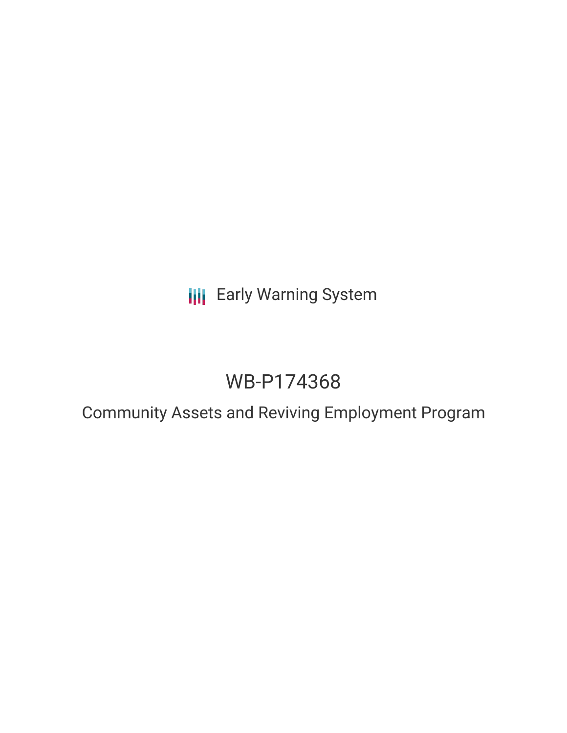Early Warning System

# WB-P174368

## Community Assets and Reviving Employment Program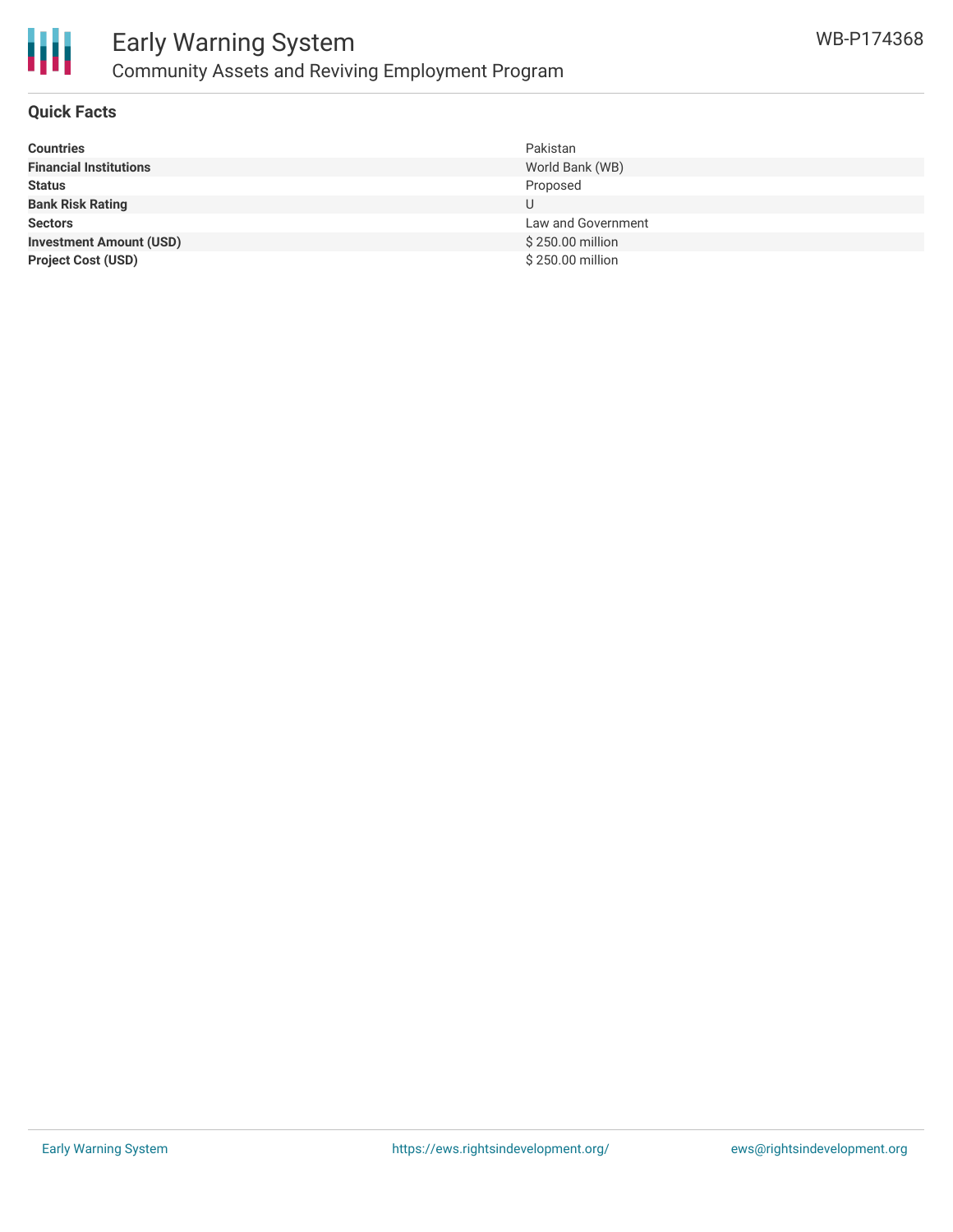# Early Warning System

## Community Assets and Reviving Employment Program

WB-P174368

### Quick Facts

| | |
|---|---|
| **Countries** | Pakistan |
| **Financial Institutions** | World Bank (WB) |
| **Status** | Proposed |
| **Bank Risk Rating** | U |
| **Sectors** | Law and Government |
| **Investment Amount (USD)** | $ 250.00 million |
| **Project Cost (USD)** | $ 250.00 million |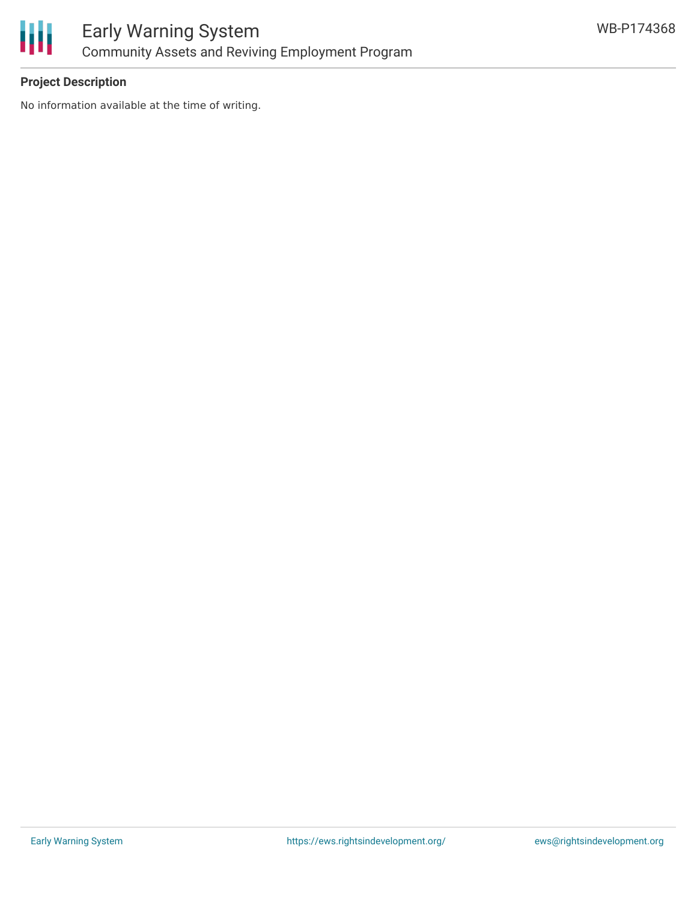**Project Description**

No information available at the time of writing.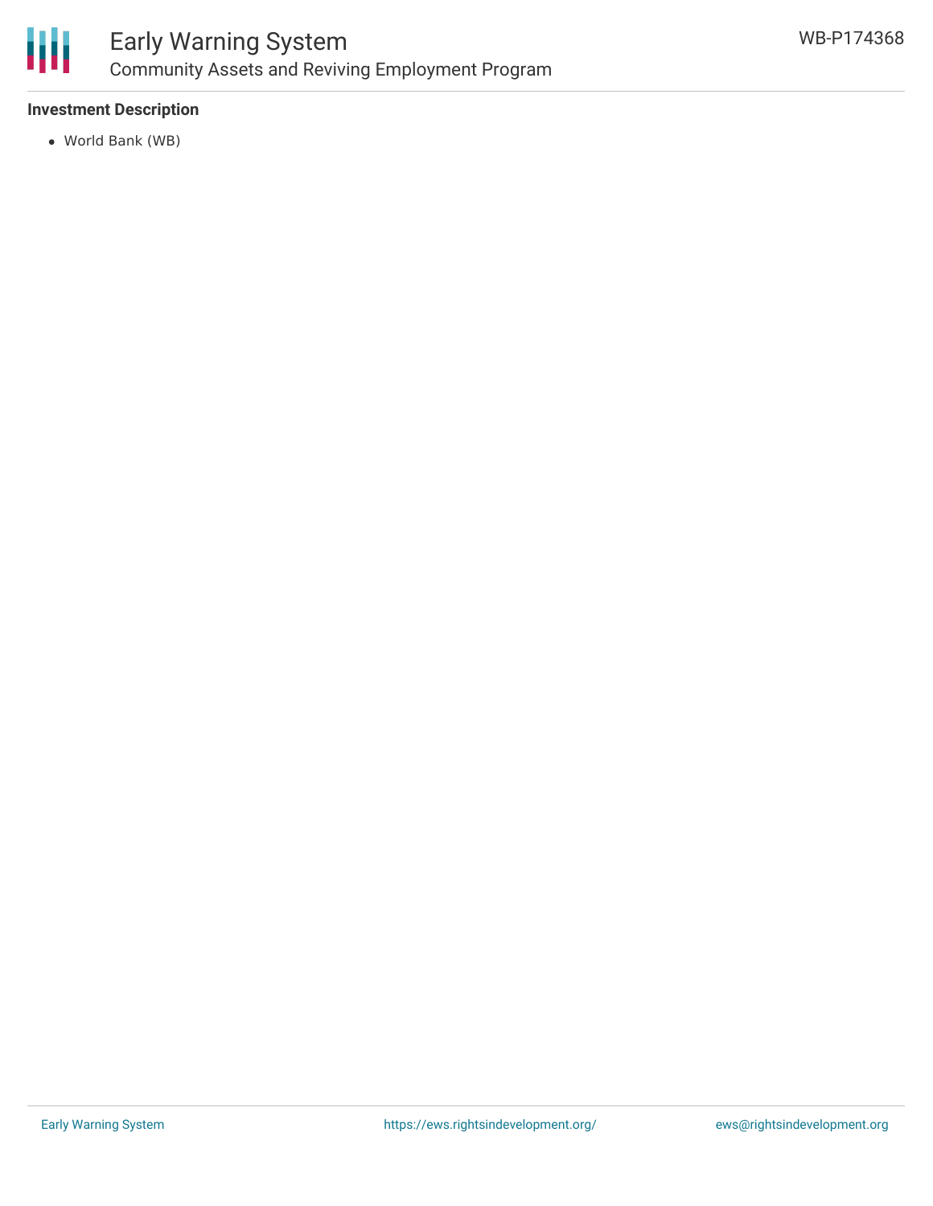**Investment Description**

- World Bank (WB)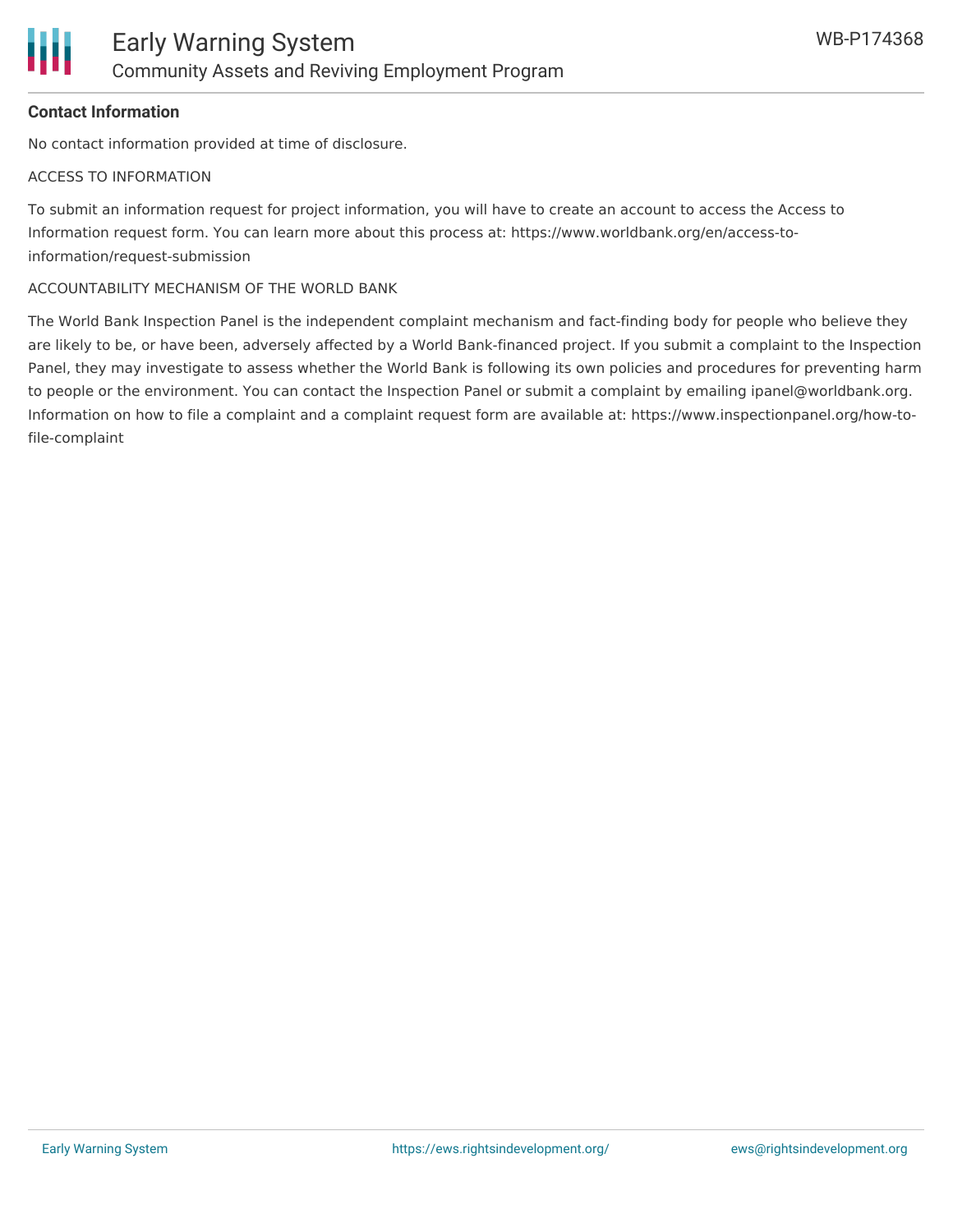**Contact Information**

No contact information provided at time of disclosure.

ACCESS TO INFORMATION

To submit an information request for project information, you will have to create an account to access the Access to Information request form. You can learn more about this process at: https://www.worldbank.org/en/access-to-information/request-submission

ACCOUNTABILITY MECHANISM OF THE WORLD BANK

The World Bank Inspection Panel is the independent complaint mechanism and fact-finding body for people who believe they are likely to be, or have been, adversely affected by a World Bank-financed project. If you submit a complaint to the Inspection Panel, they may investigate to assess whether the World Bank is following its own policies and procedures for preventing harm to people or the environment. You can contact the Inspection Panel or submit a complaint by emailing ipanel@worldbank.org. Information on how to file a complaint and a complaint request form are available at: https://www.inspectionpanel.org/how-to-file-complaint